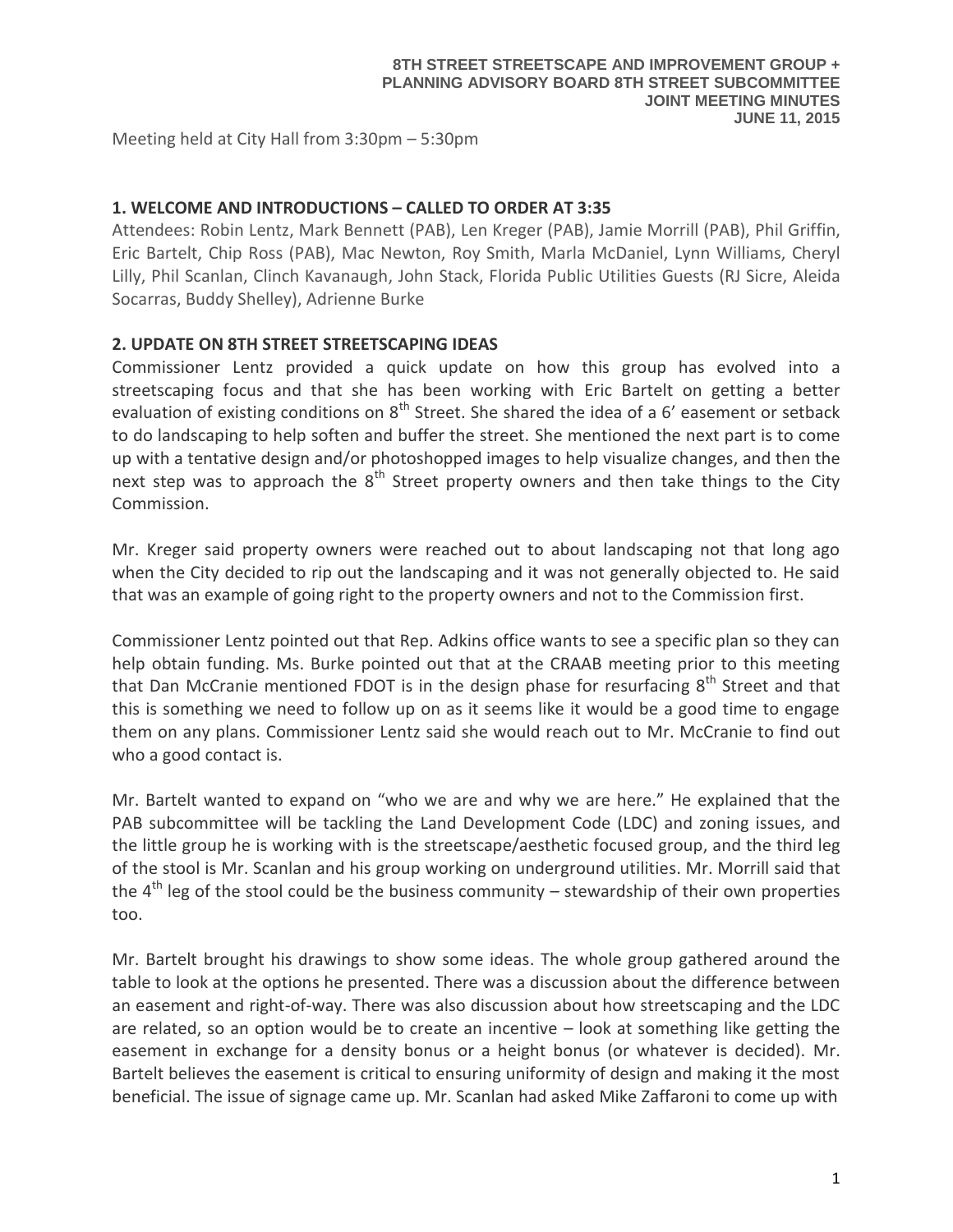**8TH STREET STREETSCAPE AND IMPROVEMENT GROUP +**
**PLANNING ADVISORY BOARD 8TH STREET SUBCOMMITTEE**
**JOINT MEETING MINUTES**
**JUNE 11, 2015**

Meeting held at City Hall from 3:30pm – 5:30pm

## 1. WELCOME AND INTRODUCTIONS – CALLED TO ORDER AT 3:35

Attendees: Robin Lentz, Mark Bennett (PAB), Len Kreger (PAB), Jamie Morrill (PAB), Phil Griffin, Eric Bartelt, Chip Ross (PAB), Mac Newton, Roy Smith, Marla McDaniel, Lynn Williams, Cheryl Lilly, Phil Scanlan, Clinch Kavanaugh, John Stack, Florida Public Utilities Guests (RJ Sicre, Aleida Socarras, Buddy Shelley), Adrienne Burke

## 2. UPDATE ON 8TH STREET STREETSCAPING IDEAS

Commissioner Lentz provided a quick update on how this group has evolved into a streetscaping focus and that she has been working with Eric Bartelt on getting a better evaluation of existing conditions on 8th Street. She shared the idea of a 6' easement or setback to do landscaping to help soften and buffer the street. She mentioned the next part is to come up with a tentative design and/or photoshopped images to help visualize changes, and then the next step was to approach the 8th Street property owners and then take things to the City Commission.

Mr. Kreger said property owners were reached out to about landscaping not that long ago when the City decided to rip out the landscaping and it was not generally objected to. He said that was an example of going right to the property owners and not to the Commission first.

Commissioner Lentz pointed out that Rep. Adkins office wants to see a specific plan so they can help obtain funding. Ms. Burke pointed out that at the CRAAB meeting prior to this meeting that Dan McCranie mentioned FDOT is in the design phase for resurfacing 8th Street and that this is something we need to follow up on as it seems like it would be a good time to engage them on any plans. Commissioner Lentz said she would reach out to Mr. McCranie to find out who a good contact is.

Mr. Bartelt wanted to expand on "who we are and why we are here." He explained that the PAB subcommittee will be tackling the Land Development Code (LDC) and zoning issues, and the little group he is working with is the streetscape/aesthetic focused group, and the third leg of the stool is Mr. Scanlan and his group working on underground utilities. Mr. Morrill said that the 4th leg of the stool could be the business community – stewardship of their own properties too.

Mr. Bartelt brought his drawings to show some ideas. The whole group gathered around the table to look at the options he presented. There was a discussion about the difference between an easement and right-of-way. There was also discussion about how streetscaping and the LDC are related, so an option would be to create an incentive – look at something like getting the easement in exchange for a density bonus or a height bonus (or whatever is decided). Mr. Bartelt believes the easement is critical to ensuring uniformity of design and making it the most beneficial. The issue of signage came up. Mr. Scanlan had asked Mike Zaffaroni to come up with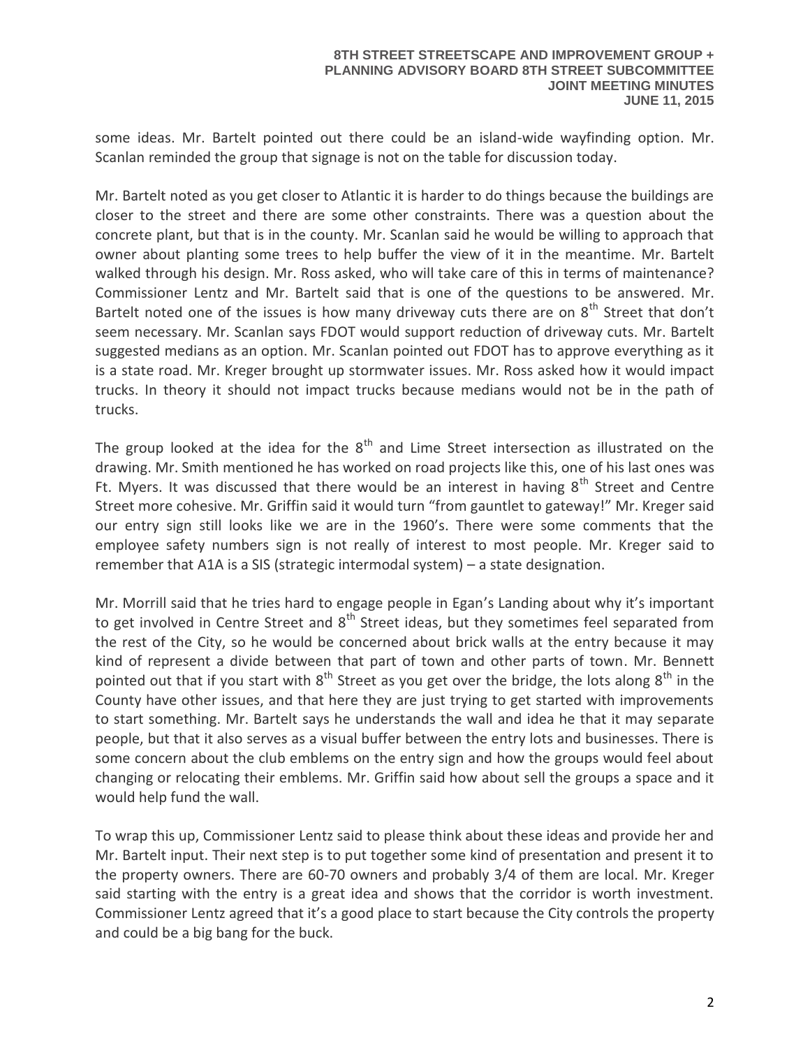some ideas. Mr. Bartelt pointed out there could be an island-wide wayfinding option. Mr. Scanlan reminded the group that signage is not on the table for discussion today.

Mr. Bartelt noted as you get closer to Atlantic it is harder to do things because the buildings are closer to the street and there are some other constraints. There was a question about the concrete plant, but that is in the county. Mr. Scanlan said he would be willing to approach that owner about planting some trees to help buffer the view of it in the meantime. Mr. Bartelt walked through his design. Mr. Ross asked, who will take care of this in terms of maintenance? Commissioner Lentz and Mr. Bartelt said that is one of the questions to be answered. Mr. Bartelt noted one of the issues is how many driveway cuts there are on 8th Street that don't seem necessary. Mr. Scanlan says FDOT would support reduction of driveway cuts. Mr. Bartelt suggested medians as an option. Mr. Scanlan pointed out FDOT has to approve everything as it is a state road. Mr. Kreger brought up stormwater issues. Mr. Ross asked how it would impact trucks. In theory it should not impact trucks because medians would not be in the path of trucks.

The group looked at the idea for the 8th and Lime Street intersection as illustrated on the drawing. Mr. Smith mentioned he has worked on road projects like this, one of his last ones was Ft. Myers. It was discussed that there would be an interest in having 8th Street and Centre Street more cohesive. Mr. Griffin said it would turn "from gauntlet to gateway!" Mr. Kreger said our entry sign still looks like we are in the 1960's. There were some comments that the employee safety numbers sign is not really of interest to most people. Mr. Kreger said to remember that A1A is a SIS (strategic intermodal system) – a state designation.

Mr. Morrill said that he tries hard to engage people in Egan's Landing about why it's important to get involved in Centre Street and 8th Street ideas, but they sometimes feel separated from the rest of the City, so he would be concerned about brick walls at the entry because it may kind of represent a divide between that part of town and other parts of town. Mr. Bennett pointed out that if you start with 8th Street as you get over the bridge, the lots along 8th in the County have other issues, and that here they are just trying to get started with improvements to start something. Mr. Bartelt says he understands the wall and idea he that it may separate people, but that it also serves as a visual buffer between the entry lots and businesses. There is some concern about the club emblems on the entry sign and how the groups would feel about changing or relocating their emblems. Mr. Griffin said how about sell the groups a space and it would help fund the wall.

To wrap this up, Commissioner Lentz said to please think about these ideas and provide her and Mr. Bartelt input. Their next step is to put together some kind of presentation and present it to the property owners. There are 60-70 owners and probably 3/4 of them are local. Mr. Kreger said starting with the entry is a great idea and shows that the corridor is worth investment. Commissioner Lentz agreed that it's a good place to start because the City controls the property and could be a big bang for the buck.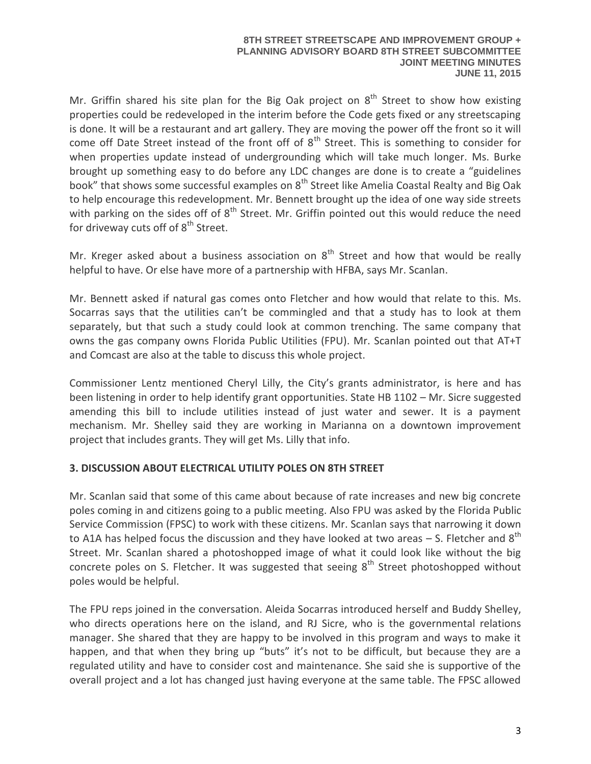Mr. Griffin shared his site plan for the Big Oak project on 8th Street to show how existing properties could be redeveloped in the interim before the Code gets fixed or any streetscaping is done. It will be a restaurant and art gallery. They are moving the power off the front so it will come off Date Street instead of the front off of 8th Street. This is something to consider for when properties update instead of undergrounding which will take much longer. Ms. Burke brought up something easy to do before any LDC changes are done is to create a "guidelines book" that shows some successful examples on 8th Street like Amelia Coastal Realty and Big Oak to help encourage this redevelopment. Mr. Bennett brought up the idea of one way side streets with parking on the sides off of 8th Street. Mr. Griffin pointed out this would reduce the need for driveway cuts off of 8th Street.

Mr. Kreger asked about a business association on 8th Street and how that would be really helpful to have. Or else have more of a partnership with HFBA, says Mr. Scanlan.

Mr. Bennett asked if natural gas comes onto Fletcher and how would that relate to this. Ms. Socarras says that the utilities can't be commingled and that a study has to look at them separately, but that such a study could look at common trenching. The same company that owns the gas company owns Florida Public Utilities (FPU). Mr. Scanlan pointed out that AT+T and Comcast are also at the table to discuss this whole project.

Commissioner Lentz mentioned Cheryl Lilly, the City's grants administrator, is here and has been listening in order to help identify grant opportunities. State HB 1102 – Mr. Sicre suggested amending this bill to include utilities instead of just water and sewer. It is a payment mechanism. Mr. Shelley said they are working in Marianna on a downtown improvement project that includes grants. They will get Ms. Lilly that info.

## 3. DISCUSSION ABOUT ELECTRICAL UTILITY POLES ON 8TH STREET

Mr. Scanlan said that some of this came about because of rate increases and new big concrete poles coming in and citizens going to a public meeting. Also FPU was asked by the Florida Public Service Commission (FPSC) to work with these citizens. Mr. Scanlan says that narrowing it down to A1A has helped focus the discussion and they have looked at two areas – S. Fletcher and 8th Street. Mr. Scanlan shared a photoshopped image of what it could look like without the big concrete poles on S. Fletcher. It was suggested that seeing 8th Street photoshopped without poles would be helpful.

The FPU reps joined in the conversation. Aleida Socarras introduced herself and Buddy Shelley, who directs operations here on the island, and RJ Sicre, who is the governmental relations manager. She shared that they are happy to be involved in this program and ways to make it happen, and that when they bring up "buts" it's not to be difficult, but because they are a regulated utility and have to consider cost and maintenance. She said she is supportive of the overall project and a lot has changed just having everyone at the same table. The FPSC allowed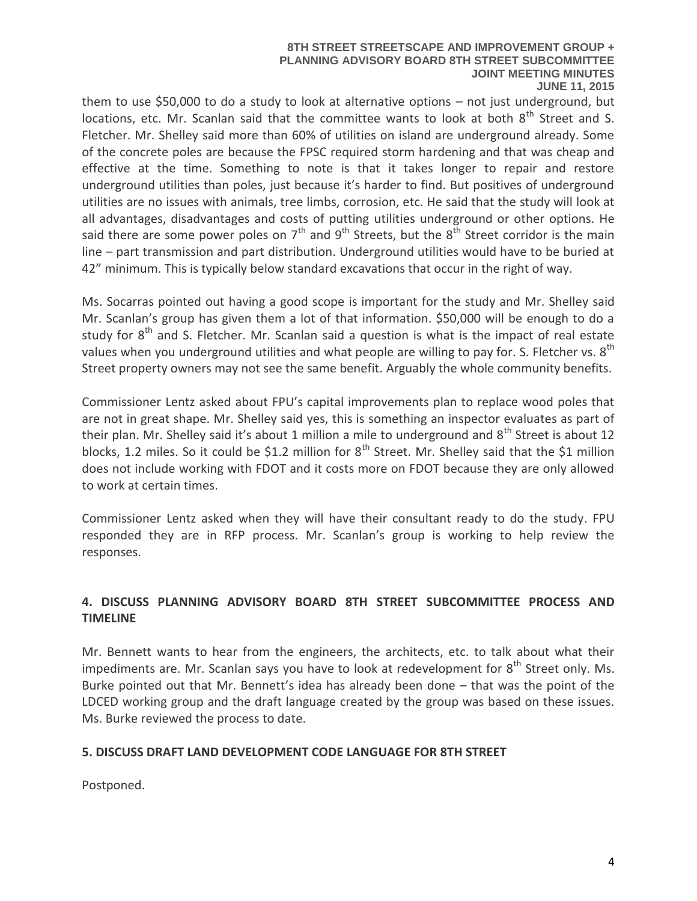them to use $50,000 to do a study to look at alternative options – not just underground, but locations, etc. Mr. Scanlan said that the committee wants to look at both 8th Street and S. Fletcher. Mr. Shelley said more than 60% of utilities on island are underground already. Some of the concrete poles are because the FPSC required storm hardening and that was cheap and effective at the time. Something to note is that it takes longer to repair and restore underground utilities than poles, just because it's harder to find. But positives of underground utilities are no issues with animals, tree limbs, corrosion, etc. He said that the study will look at all advantages, disadvantages and costs of putting utilities underground or other options. He said there are some power poles on 7th and 9th Streets, but the 8th Street corridor is the main line – part transmission and part distribution. Underground utilities would have to be buried at 42" minimum. This is typically below standard excavations that occur in the right of way.

Ms. Socarras pointed out having a good scope is important for the study and Mr. Shelley said Mr. Scanlan's group has given them a lot of that information. $50,000 will be enough to do a study for 8th and S. Fletcher. Mr. Scanlan said a question is what is the impact of real estate values when you underground utilities and what people are willing to pay for. S. Fletcher vs. 8th Street property owners may not see the same benefit. Arguably the whole community benefits.

Commissioner Lentz asked about FPU's capital improvements plan to replace wood poles that are not in great shape. Mr. Shelley said yes, this is something an inspector evaluates as part of their plan. Mr. Shelley said it's about 1 million a mile to underground and 8th Street is about 12 blocks, 1.2 miles. So it could be $1.2 million for 8th Street. Mr. Shelley said that the $1 million does not include working with FDOT and it costs more on FDOT because they are only allowed to work at certain times.

Commissioner Lentz asked when they will have their consultant ready to do the study. FPU responded they are in RFP process. Mr. Scanlan's group is working to help review the responses.

## 4. DISCUSS PLANNING ADVISORY BOARD 8TH STREET SUBCOMMITTEE PROCESS AND TIMELINE

Mr. Bennett wants to hear from the engineers, the architects, etc. to talk about what their impediments are. Mr. Scanlan says you have to look at redevelopment for 8th Street only. Ms. Burke pointed out that Mr. Bennett's idea has already been done – that was the point of the LDCED working group and the draft language created by the group was based on these issues. Ms. Burke reviewed the process to date.

## 5. DISCUSS DRAFT LAND DEVELOPMENT CODE LANGUAGE FOR 8TH STREET

Postponed.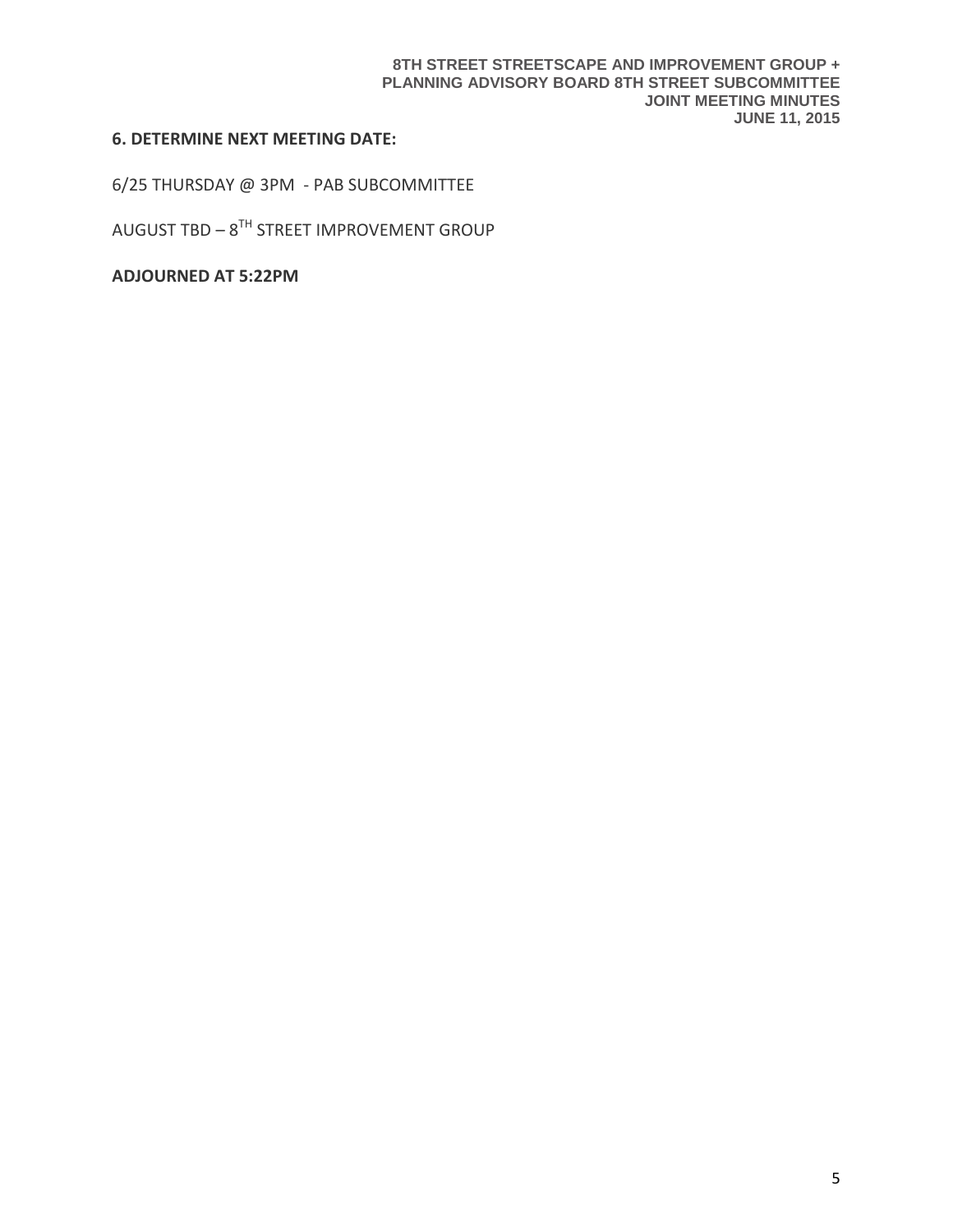## 6. DETERMINE NEXT MEETING DATE:

6/25 THURSDAY @ 3PM - PAB SUBCOMMITTEE

AUGUST TBD – 8TH STREET IMPROVEMENT GROUP

**ADJOURNED AT 5:22PM**